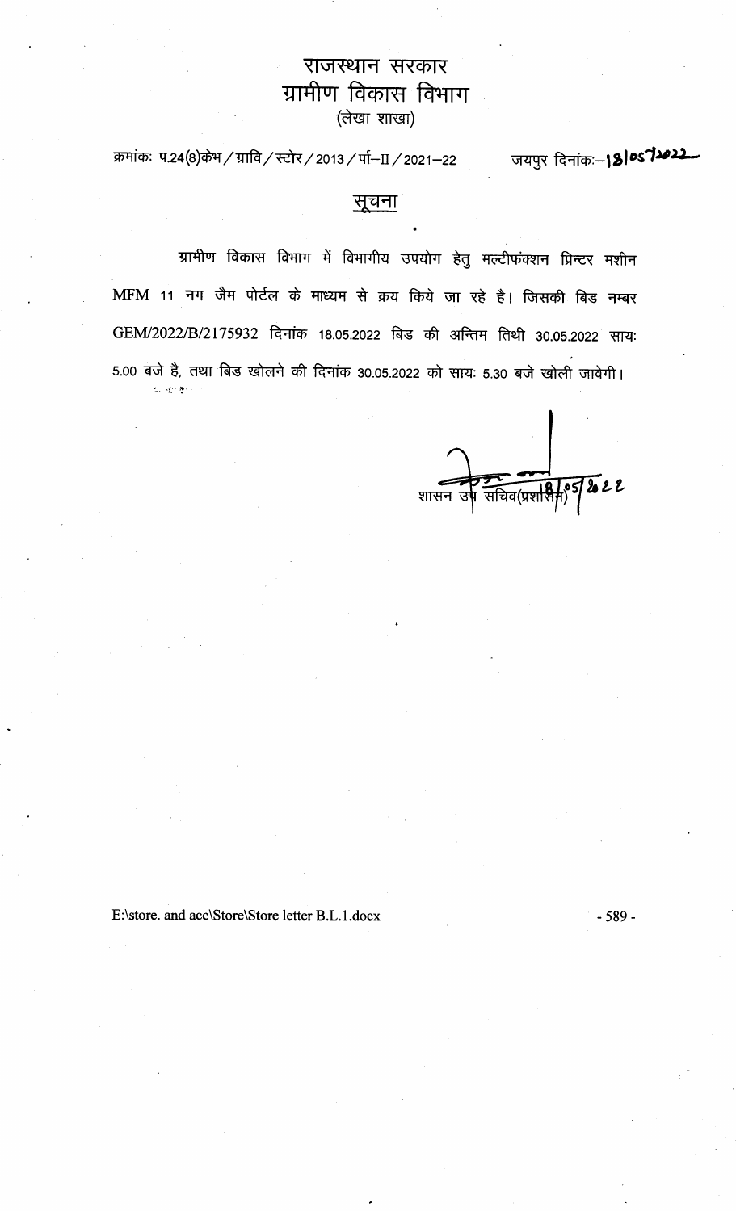# राजस्थान सरकार
## ग्रामीण विकास विभाग
(लेखा शाखा)

क्रमांकः प.24(8)केभ / ग्रावि / स्टोर / 2013 / पा–II / 2021–22 जयपुर दिनांकः–18/05/2022

## सूचना

ग्रामीण विकास विभाग में विभागीय उपयोग हेतु मल्टीफंक्शन प्रिन्टर मशीन MFM 11 नग जैम पोर्टल के माध्यम से क्रय किये जा रहे है। जिसकी बिड नम्बर GEM/2022/B/2175932 दिनांक 18.05.2022 बिड की अन्तिम तिथी 30.05.2022 सायः 5.00 बजे है, तथा बिड खोलने की दिनांक 30.05.2022 को सायः 5.30 बजे खोली जावेगी।

18/05/2022
शासन उप सचिव(प्रशासन)

E:\store. and acc\Store\Store letter B.L.1.docx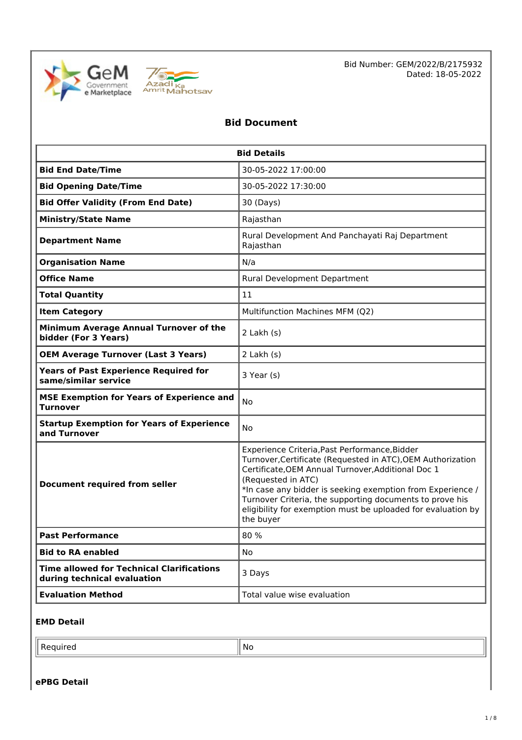Bid Number: GEM/2022/B/2175932
Dated: 18-05-2022

# Bid Document

| Bid Details | |
|---|---|
| **Bid End Date/Time** | 30-05-2022 17:00:00 |
| **Bid Opening Date/Time** | 30-05-2022 17:30:00 |
| **Bid Offer Validity (From End Date)** | 30 (Days) |
| **Ministry/State Name** | Rajasthan |
| **Department Name** | Rural Development And Panchayati Raj Department Rajasthan |
| **Organisation Name** | N/a |
| **Office Name** | Rural Development Department |
| **Total Quantity** | 11 |
| **Item Category** | Multifunction Machines MFM (Q2) |
| **Minimum Average Annual Turnover of the bidder (For 3 Years)** | 2 Lakh (s) |
| **OEM Average Turnover (Last 3 Years)** | 2 Lakh (s) |
| **Years of Past Experience Required for same/similar service** | 3 Year (s) |
| **MSE Exemption for Years of Experience and Turnover** | No |
| **Startup Exemption for Years of Experience and Turnover** | No |
| **Document required from seller** | Experience Criteria,Past Performance,Bidder Turnover,Certificate (Requested in ATC),OEM Authorization Certificate,OEM Annual Turnover,Additional Doc 1 (Requested in ATC)<br>*In case any bidder is seeking exemption from Experience / Turnover Criteria, the supporting documents to prove his eligibility for exemption must be uploaded for evaluation by the buyer |
| **Past Performance** | 80 % |
| **Bid to RA enabled** | No |
| **Time allowed for Technical Clarifications during technical evaluation** | 3 Days |
| **Evaluation Method** | Total value wise evaluation |

**EMD Detail**

| Required | No |
|---|---|

**ePBG Detail**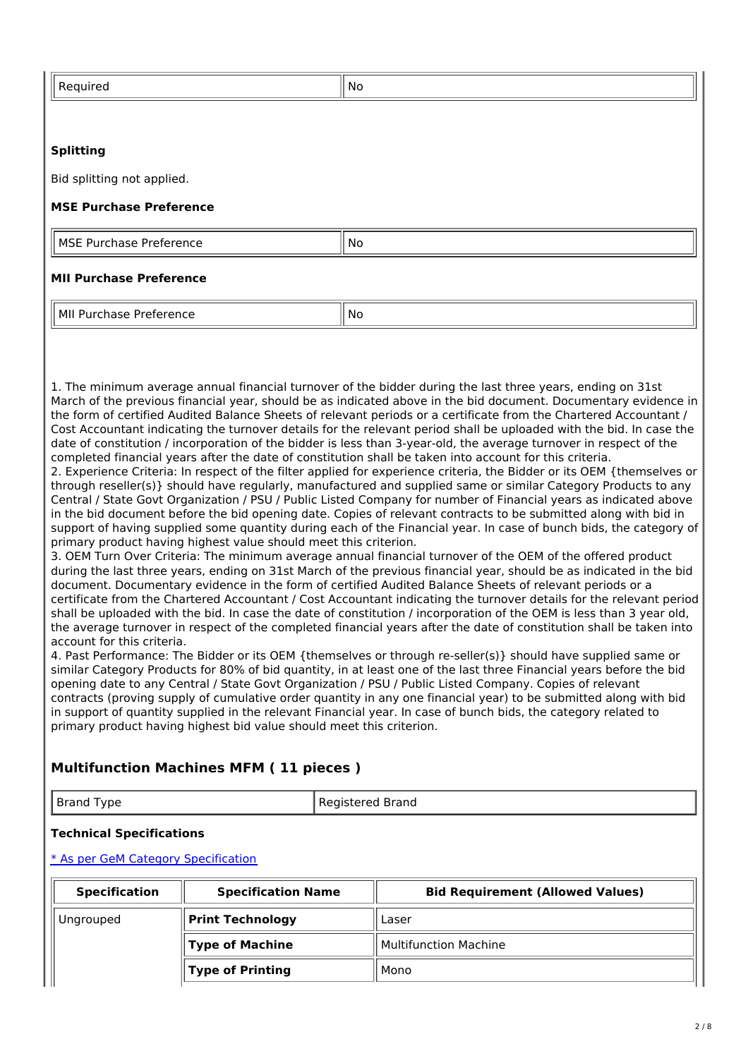| Required | No |
| --- | --- |

### Splitting

Bid splitting not applied.

### MSE Purchase Preference

| MSE Purchase Preference | No |
| --- | --- |

### MII Purchase Preference

| MII Purchase Preference | No |
| --- | --- |

1. The minimum average annual financial turnover of the bidder during the last three years, ending on 31st March of the previous financial year, should be as indicated above in the bid document. Documentary evidence in the form of certified Audited Balance Sheets of relevant periods or a certificate from the Chartered Accountant / Cost Accountant indicating the turnover details for the relevant period shall be uploaded with the bid. In case the date of constitution / incorporation of the bidder is less than 3-year-old, the average turnover in respect of the completed financial years after the date of constitution shall be taken into account for this criteria.
2. Experience Criteria: In respect of the filter applied for experience criteria, the Bidder or its OEM {themselves or through reseller(s)} should have regularly, manufactured and supplied same or similar Category Products to any Central / State Govt Organization / PSU / Public Listed Company for number of Financial years as indicated above in the bid document before the bid opening date. Copies of relevant contracts to be submitted along with bid in support of having supplied some quantity during each of the Financial year. In case of bunch bids, the category of primary product having highest value should meet this criterion.
3. OEM Turn Over Criteria: The minimum average annual financial turnover of the OEM of the offered product during the last three years, ending on 31st March of the previous financial year, should be as indicated in the bid document. Documentary evidence in the form of certified Audited Balance Sheets of relevant periods or a certificate from the Chartered Accountant / Cost Accountant indicating the turnover details for the relevant period shall be uploaded with the bid. In case the date of constitution / incorporation of the OEM is less than 3 year old, the average turnover in respect of the completed financial years after the date of constitution shall be taken into account for this criteria.
4. Past Performance: The Bidder or its OEM {themselves or through re-seller(s)} should have supplied same or similar Category Products for 80% of bid quantity, in at least one of the last three Financial years before the bid opening date to any Central / State Govt Organization / PSU / Public Listed Company. Copies of relevant contracts (proving supply of cumulative order quantity in any one financial year) to be submitted along with bid in support of quantity supplied in the relevant Financial year. In case of bunch bids, the category related to primary product having highest bid value should meet this criterion.

## Multifunction Machines MFM ( 11 pieces )

| Brand Type | Registered Brand |
| --- | --- |

### Technical Specifications

[* As per GeM Category Specification]

| Specification | Specification Name | Bid Requirement (Allowed Values) |
| --- | --- | --- |
| Ungrouped | **Print Technology** | Laser |
| | **Type of Machine** | Multifunction Machine |
| | **Type of Printing** | Mono |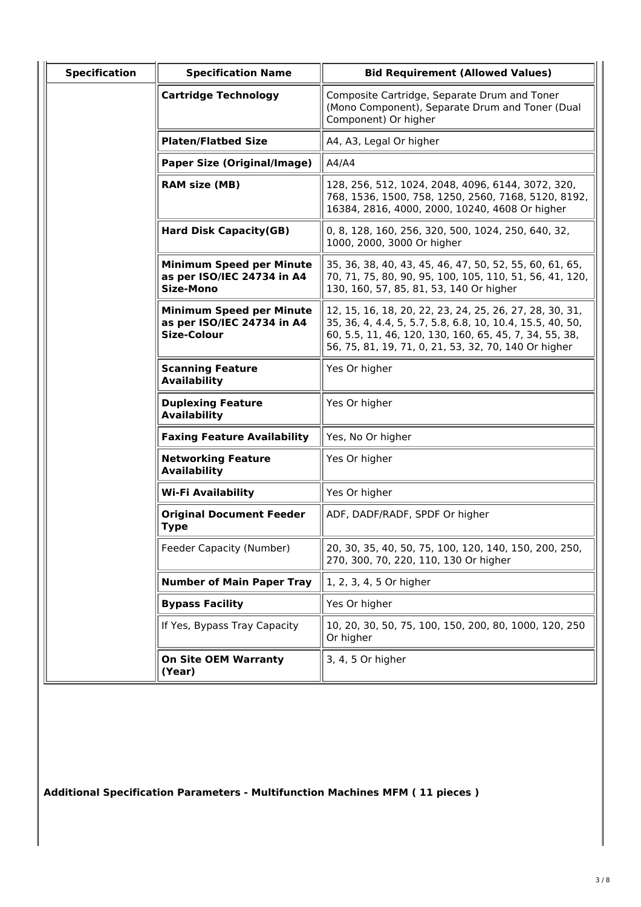| Specification | Specification Name | Bid Requirement (Allowed Values) |
|---|---|---|
| | **Cartridge Technology** | Composite Cartridge, Separate Drum and Toner (Mono Component), Separate Drum and Toner (Dual Component) Or higher |
| | **Platen/Flatbed Size** | A4, A3, Legal Or higher |
| | **Paper Size (Original/Image)** | A4/A4 |
| | **RAM size (MB)** | 128, 256, 512, 1024, 2048, 4096, 6144, 3072, 320, 768, 1536, 1500, 758, 1250, 2560, 7168, 5120, 8192, 16384, 2816, 4000, 2000, 10240, 4608 Or higher |
| | **Hard Disk Capacity(GB)** | 0, 8, 128, 160, 256, 320, 500, 1024, 250, 640, 32, 1000, 2000, 3000 Or higher |
| | **Minimum Speed per Minute as per ISO/IEC 24734 in A4 Size-Mono** | 35, 36, 38, 40, 43, 45, 46, 47, 50, 52, 55, 60, 61, 65, 70, 71, 75, 80, 90, 95, 100, 105, 110, 51, 56, 41, 120, 130, 160, 57, 85, 81, 53, 140 Or higher |
| | **Minimum Speed per Minute as per ISO/IEC 24734 in A4 Size-Colour** | 12, 15, 16, 18, 20, 22, 23, 24, 25, 26, 27, 28, 30, 31, 35, 36, 4, 4.4, 5, 5.7, 5.8, 6.8, 10, 10.4, 15.5, 40, 50, 60, 5.5, 11, 46, 120, 130, 160, 65, 45, 7, 34, 55, 38, 56, 75, 81, 19, 71, 0, 21, 53, 32, 70, 140 Or higher |
| | **Scanning Feature Availability** | Yes Or higher |
| | **Duplexing Feature Availability** | Yes Or higher |
| | **Faxing Feature Availability** | Yes, No Or higher |
| | **Networking Feature Availability** | Yes Or higher |
| | **Wi-Fi Availability** | Yes Or higher |
| | **Original Document Feeder Type** | ADF, DADF/RADF, SPDF Or higher |
| | Feeder Capacity (Number) | 20, 30, 35, 40, 50, 75, 100, 120, 140, 150, 200, 250, 270, 300, 70, 220, 110, 130 Or higher |
| | **Number of Main Paper Tray** | 1, 2, 3, 4, 5 Or higher |
| | **Bypass Facility** | Yes Or higher |
| | If Yes, Bypass Tray Capacity | 10, 20, 30, 50, 75, 100, 150, 200, 80, 1000, 120, 250 Or higher |
| | **On Site OEM Warranty (Year)** | 3, 4, 5 Or higher |

**Additional Specification Parameters - Multifunction Machines MFM ( 11 pieces )**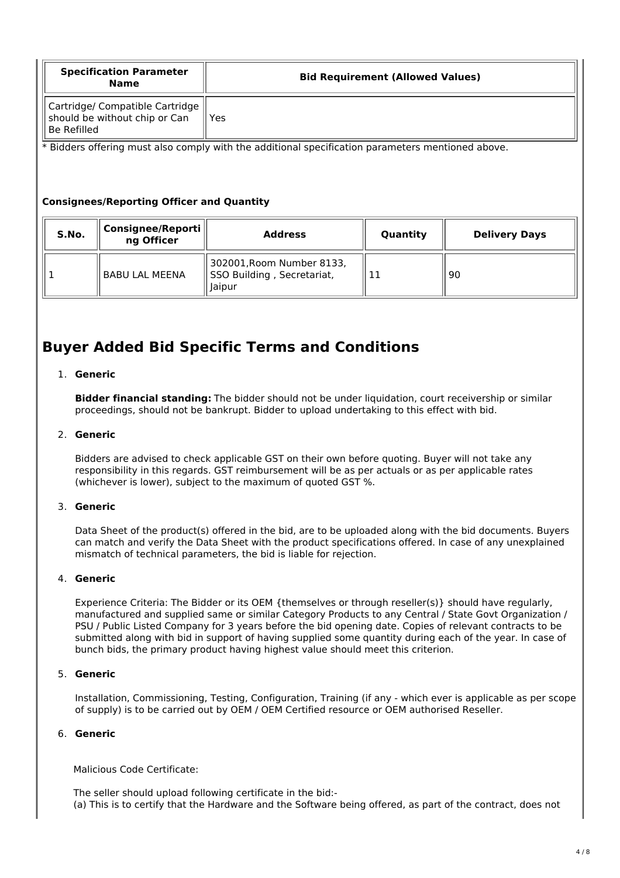| Specification Parameter Name | Bid Requirement (Allowed Values) |
|---|---|
| Cartridge/ Compatible Cartridge should be without chip or Can Be Refilled | Yes |

* Bidders offering must also comply with the additional specification parameters mentioned above.

### Consignees/Reporting Officer and Quantity

| S.No. | Consignee/Reporting Officer | Address | Quantity | Delivery Days |
|---|---|---|---|---|
| 1 | BABU LAL MEENA | 302001,Room Number 8133, SSO Building , Secretariat, Jaipur | 11 | 90 |

## Buyer Added Bid Specific Terms and Conditions

1. **Generic**

   **Bidder financial standing:** The bidder should not be under liquidation, court receivership or similar proceedings, should not be bankrupt. Bidder to upload undertaking to this effect with bid.

2. **Generic**

   Bidders are advised to check applicable GST on their own before quoting. Buyer will not take any responsibility in this regards. GST reimbursement will be as per actuals or as per applicable rates (whichever is lower), subject to the maximum of quoted GST %.

3. **Generic**

   Data Sheet of the product(s) offered in the bid, are to be uploaded along with the bid documents. Buyers can match and verify the Data Sheet with the product specifications offered. In case of any unexplained mismatch of technical parameters, the bid is liable for rejection.

4. **Generic**

   Experience Criteria: The Bidder or its OEM {themselves or through reseller(s)} should have regularly, manufactured and supplied same or similar Category Products to any Central / State Govt Organization / PSU / Public Listed Company for 3 years before the bid opening date. Copies of relevant contracts to be submitted along with bid in support of having supplied some quantity during each of the year. In case of bunch bids, the primary product having highest value should meet this criterion.

5. **Generic**

   Installation, Commissioning, Testing, Configuration, Training (if any - which ever is applicable as per scope of supply) is to be carried out by OEM / OEM Certified resource or OEM authorised Reseller.

6. **Generic**

   Malicious Code Certificate:

   The seller should upload following certificate in the bid:-
   (a) This is to certify that the Hardware and the Software being offered, as part of the contract, does not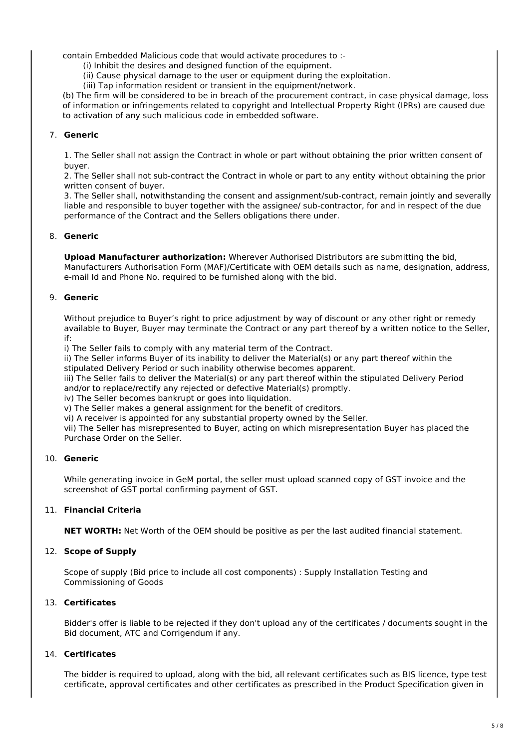contain Embedded Malicious code that would activate procedures to :-

(i) Inhibit the desires and designed function of the equipment.
(ii) Cause physical damage to the user or equipment during the exploitation.
(iii) Tap information resident or transient in the equipment/network.

(b) The firm will be considered to be in breach of the procurement contract, in case physical damage, loss of information or infringements related to copyright and Intellectual Property Right (IPRs) are caused due to activation of any such malicious code in embedded software.

7. **Generic**

1. The Seller shall not assign the Contract in whole or part without obtaining the prior written consent of buyer.
2. The Seller shall not sub-contract the Contract in whole or part to any entity without obtaining the prior written consent of buyer.
3. The Seller shall, notwithstanding the consent and assignment/sub-contract, remain jointly and severally liable and responsible to buyer together with the assignee/ sub-contractor, for and in respect of the due performance of the Contract and the Sellers obligations there under.

8. **Generic**

**Upload Manufacturer authorization:** Wherever Authorised Distributors are submitting the bid, Manufacturers Authorisation Form (MAF)/Certificate with OEM details such as name, designation, address, e-mail Id and Phone No. required to be furnished along with the bid.

9. **Generic**

Without prejudice to Buyer's right to price adjustment by way of discount or any other right or remedy available to Buyer, Buyer may terminate the Contract or any part thereof by a written notice to the Seller, if:

i) The Seller fails to comply with any material term of the Contract.
ii) The Seller informs Buyer of its inability to deliver the Material(s) or any part thereof within the stipulated Delivery Period or such inability otherwise becomes apparent.
iii) The Seller fails to deliver the Material(s) or any part thereof within the stipulated Delivery Period and/or to replace/rectify any rejected or defective Material(s) promptly.
iv) The Seller becomes bankrupt or goes into liquidation.
v) The Seller makes a general assignment for the benefit of creditors.
vi) A receiver is appointed for any substantial property owned by the Seller.
vii) The Seller has misrepresented to Buyer, acting on which misrepresentation Buyer has placed the Purchase Order on the Seller.

10. **Generic**

While generating invoice in GeM portal, the seller must upload scanned copy of GST invoice and the screenshot of GST portal confirming payment of GST.

11. **Financial Criteria**

**NET WORTH:** Net Worth of the OEM should be positive as per the last audited financial statement.

12. **Scope of Supply**

Scope of supply (Bid price to include all cost components) : Supply Installation Testing and Commissioning of Goods

13. **Certificates**

Bidder's offer is liable to be rejected if they don't upload any of the certificates / documents sought in the Bid document, ATC and Corrigendum if any.

14. **Certificates**

The bidder is required to upload, along with the bid, all relevant certificates such as BIS licence, type test certificate, approval certificates and other certificates as prescribed in the Product Specification given in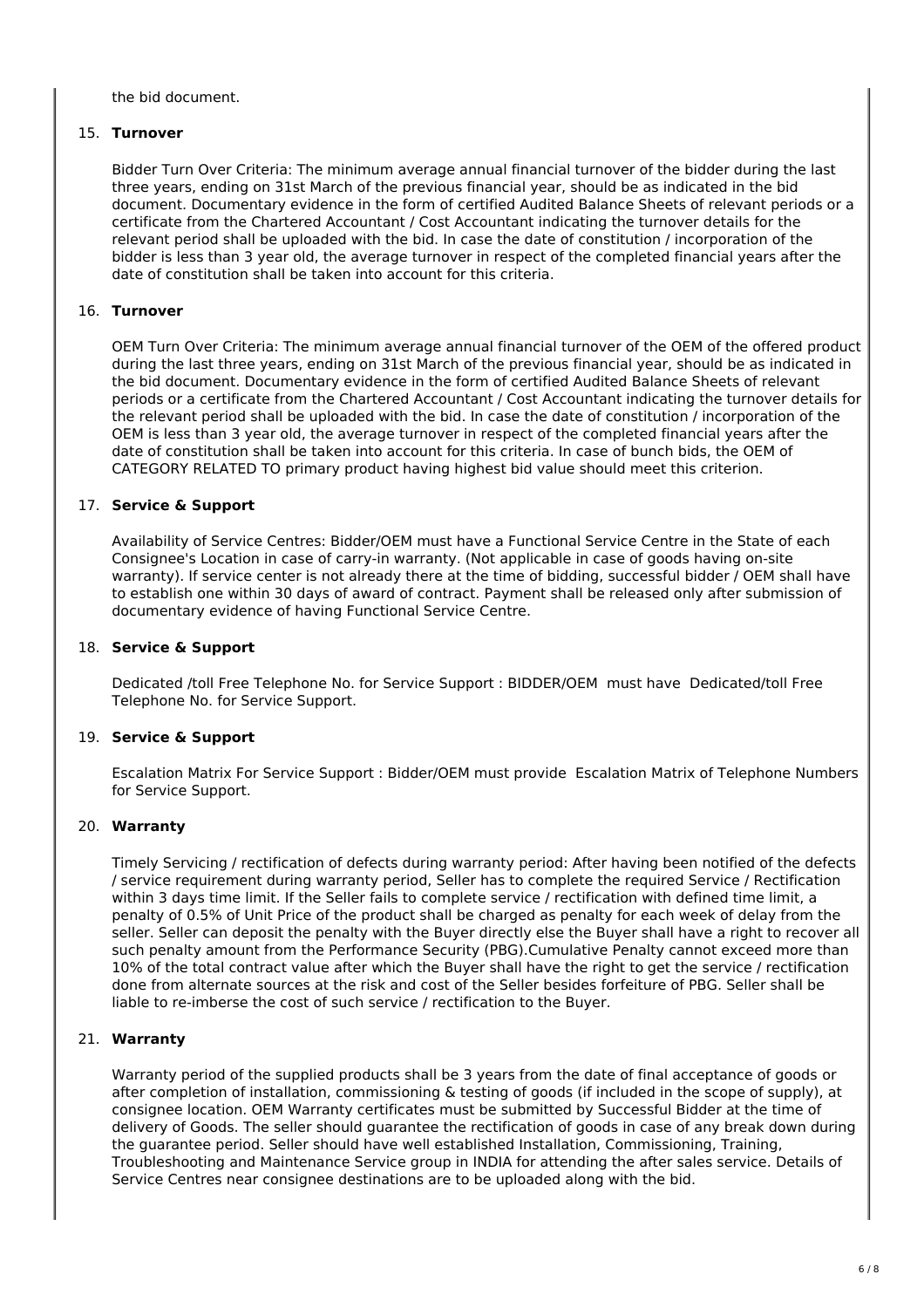the bid document.

15. **Turnover**

    Bidder Turn Over Criteria: The minimum average annual financial turnover of the bidder during the last three years, ending on 31st March of the previous financial year, should be as indicated in the bid document. Documentary evidence in the form of certified Audited Balance Sheets of relevant periods or a certificate from the Chartered Accountant / Cost Accountant indicating the turnover details for the relevant period shall be uploaded with the bid. In case the date of constitution / incorporation of the bidder is less than 3 year old, the average turnover in respect of the completed financial years after the date of constitution shall be taken into account for this criteria.

16. **Turnover**

    OEM Turn Over Criteria: The minimum average annual financial turnover of the OEM of the offered product during the last three years, ending on 31st March of the previous financial year, should be as indicated in the bid document. Documentary evidence in the form of certified Audited Balance Sheets of relevant periods or a certificate from the Chartered Accountant / Cost Accountant indicating the turnover details for the relevant period shall be uploaded with the bid. In case the date of constitution / incorporation of the OEM is less than 3 year old, the average turnover in respect of the completed financial years after the date of constitution shall be taken into account for this criteria. In case of bunch bids, the OEM of CATEGORY RELATED TO primary product having highest bid value should meet this criterion.

17. **Service & Support**

    Availability of Service Centres: Bidder/OEM must have a Functional Service Centre in the State of each Consignee's Location in case of carry-in warranty. (Not applicable in case of goods having on-site warranty). If service center is not already there at the time of bidding, successful bidder / OEM shall have to establish one within 30 days of award of contract. Payment shall be released only after submission of documentary evidence of having Functional Service Centre.

18. **Service & Support**

    Dedicated /toll Free Telephone No. for Service Support : BIDDER/OEM must have Dedicated/toll Free Telephone No. for Service Support.

19. **Service & Support**

    Escalation Matrix For Service Support : Bidder/OEM must provide Escalation Matrix of Telephone Numbers for Service Support.

20. **Warranty**

    Timely Servicing / rectification of defects during warranty period: After having been notified of the defects / service requirement during warranty period, Seller has to complete the required Service / Rectification within 3 days time limit. If the Seller fails to complete service / rectification with defined time limit, a penalty of 0.5% of Unit Price of the product shall be charged as penalty for each week of delay from the seller. Seller can deposit the penalty with the Buyer directly else the Buyer shall have a right to recover all such penalty amount from the Performance Security (PBG).Cumulative Penalty cannot exceed more than 10% of the total contract value after which the Buyer shall have the right to get the service / rectification done from alternate sources at the risk and cost of the Seller besides forfeiture of PBG. Seller shall be liable to re-imberse the cost of such service / rectification to the Buyer.

21. **Warranty**

    Warranty period of the supplied products shall be 3 years from the date of final acceptance of goods or after completion of installation, commissioning & testing of goods (if included in the scope of supply), at consignee location. OEM Warranty certificates must be submitted by Successful Bidder at the time of delivery of Goods. The seller should guarantee the rectification of goods in case of any break down during the guarantee period. Seller should have well established Installation, Commissioning, Training, Troubleshooting and Maintenance Service group in INDIA for attending the after sales service. Details of Service Centres near consignee destinations are to be uploaded along with the bid.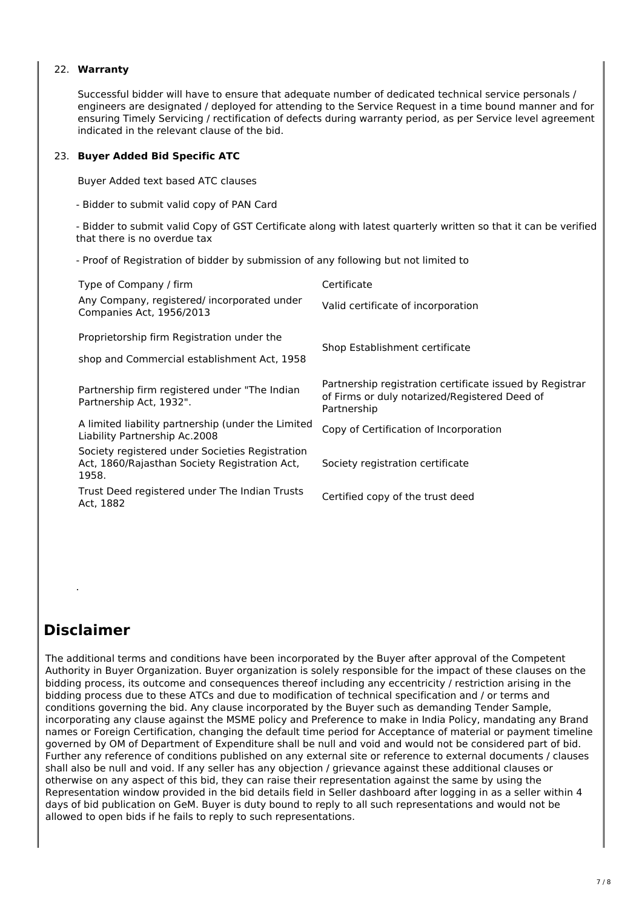22. **Warranty**

Successful bidder will have to ensure that adequate number of dedicated technical service personals / engineers are designated / deployed for attending to the Service Request in a time bound manner and for ensuring Timely Servicing / rectification of defects during warranty period, as per Service level agreement indicated in the relevant clause of the bid.

23. **Buyer Added Bid Specific ATC**

Buyer Added text based ATC clauses

- Bidder to submit valid copy of PAN Card

- Bidder to submit valid Copy of GST Certificate along with latest quarterly written so that it can be verified that there is no overdue tax

- Proof of Registration of bidder by submission of any following but not limited to

| Type of Company / firm | Certificate |
|---|---|
| Any Company, registered/ incorporated under Companies Act, 1956/2013 | Valid certificate of incorporation |
| Proprietorship firm Registration under the shop and Commercial establishment Act, 1958 | Shop Establishment certificate |
| Partnership firm registered under "The Indian Partnership Act, 1932". | Partnership registration certificate issued by Registrar of Firms or duly notarized/Registered Deed of Partnership |
| A limited liability partnership (under the Limited Liability Partnership Ac.2008 | Copy of Certification of Incorporation |
| Society registered under Societies Registration Act, 1860/Rajasthan Society Registration Act, 1958. | Society registration certificate |
| Trust Deed registered under The Indian Trusts Act, 1882 | Certified copy of the trust deed |

.

## Disclaimer

The additional terms and conditions have been incorporated by the Buyer after approval of the Competent Authority in Buyer Organization. Buyer organization is solely responsible for the impact of these clauses on the bidding process, its outcome and consequences thereof including any eccentricity / restriction arising in the bidding process due to these ATCs and due to modification of technical specification and / or terms and conditions governing the bid. Any clause incorporated by the Buyer such as demanding Tender Sample, incorporating any clause against the MSME policy and Preference to make in India Policy, mandating any Brand names or Foreign Certification, changing the default time period for Acceptance of material or payment timeline governed by OM of Department of Expenditure shall be null and void and would not be considered part of bid. Further any reference of conditions published on any external site or reference to external documents / clauses shall also be null and void. If any seller has any objection / grievance against these additional clauses or otherwise on any aspect of this bid, they can raise their representation against the same by using the Representation window provided in the bid details field in Seller dashboard after logging in as a seller within 4 days of bid publication on GeM. Buyer is duty bound to reply to all such representations and would not be allowed to open bids if he fails to reply to such representations.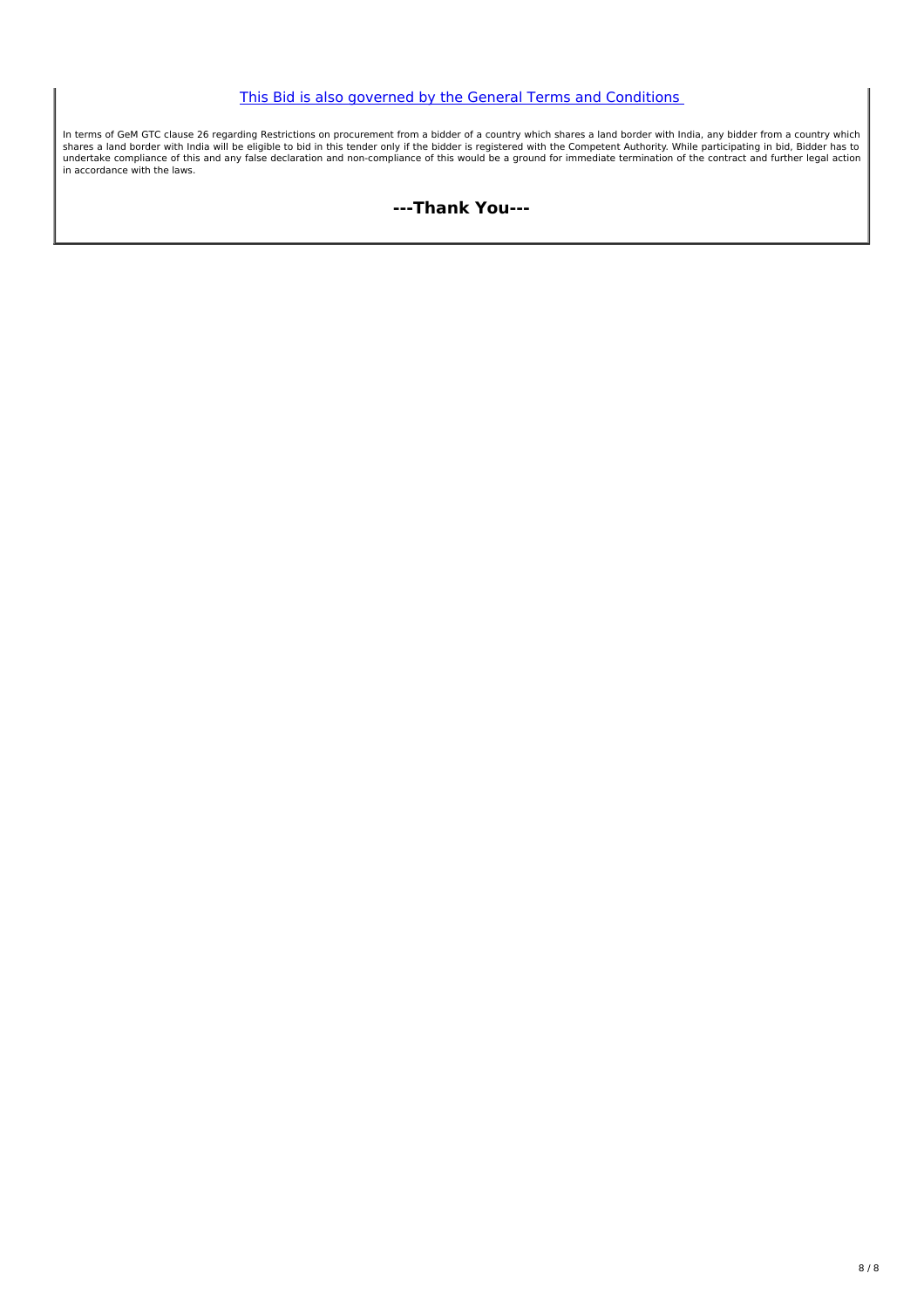[This Bid is also governed by the General Terms and Conditions]

In terms of GeM GTC clause 26 regarding Restrictions on procurement from a bidder of a country which shares a land border with India, any bidder from a country which shares a land border with India will be eligible to bid in this tender only if the bidder is registered with the Competent Authority. While participating in bid, Bidder has to undertake compliance of this and any false declaration and non-compliance of this would be a ground for immediate termination of the contract and further legal action in accordance with the laws.

**---Thank You---**